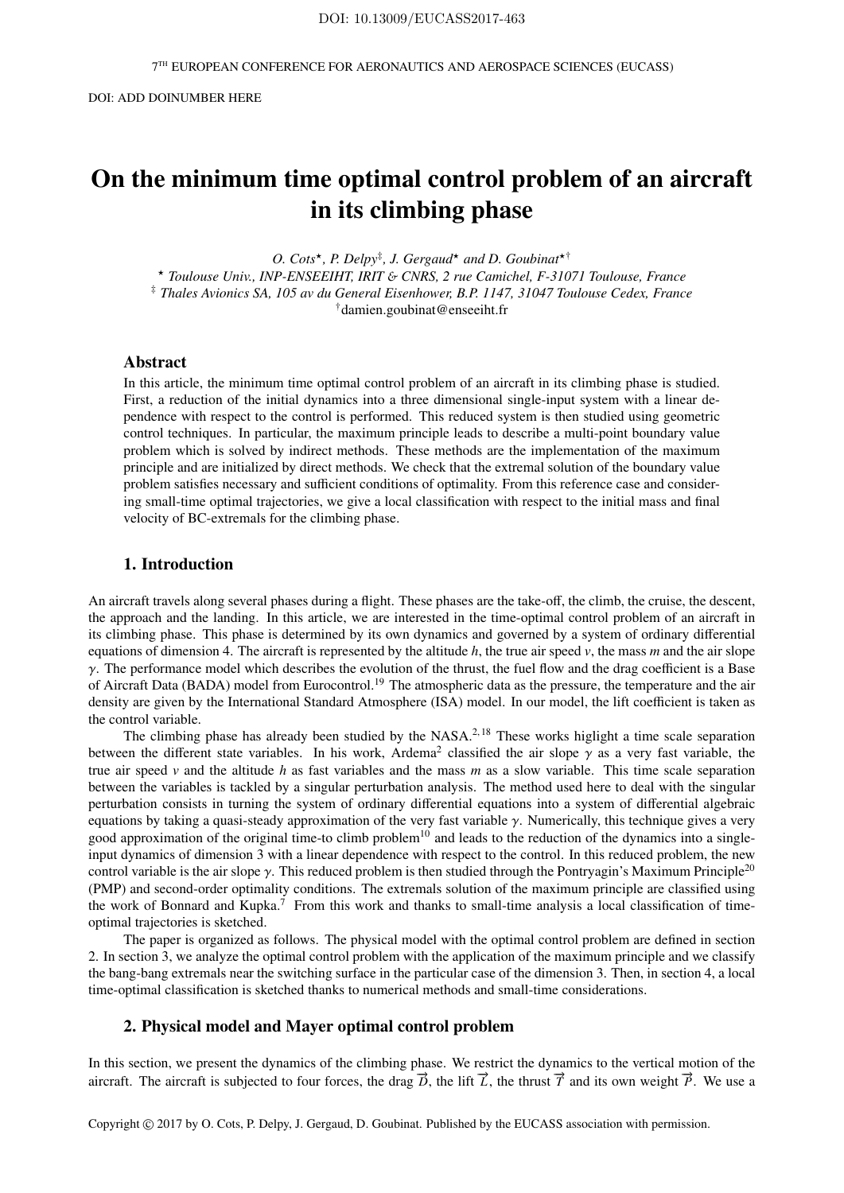# On the minimum time optimal control problem of an aircraft in its climbing phase

*O. Cots*, P. Delpy‡, J. Gergaud* and D. Goubinat*†*

*\* Toulouse Univ., INP-ENSEEIHT, IRIT & CNRS, 2 rue Camichel, F-31071 Toulouse, France*

*‡ Thales Avionics SA, 105 av du General Eisenhower, B.P. 1147, 31047 Toulouse Cedex, France*

†damien.goubinat@enseeiht.fr

## Abstract

In this article, the minimum time optimal control problem of an aircraft in its climbing phase is studied. First, a reduction of the initial dynamics into a three dimensional single-input system with a linear dependence with respect to the control is performed. This reduced system is then studied using geometric control techniques. In particular, the maximum principle leads to describe a multi-point boundary value problem which is solved by indirect methods. These methods are the implementation of the maximum principle and are initialized by direct methods. We check that the extremal solution of the boundary value problem satisfies necessary and sufficient conditions of optimality. From this reference case and considering small-time optimal trajectories, we give a local classification with respect to the initial mass and final velocity of BC-extremals for the climbing phase.

## 1. Introduction

An aircraft travels along several phases during a flight. These phases are the take-off, the climb, the cruise, the descent, the approach and the landing. In this article, we are interested in the time-optimal control problem of an aircraft in its climbing phase. This phase is determined by its own dynamics and governed by a system of ordinary differential equations of dimension 4. The aircraft is represented by the altitude $h$, the true air speed $v$, the mass $m$ and the air slope $\gamma$. The performance model which describes the evolution of the thrust, the fuel flow and the drag coefficient is a Base of Aircraft Data (BADA) model from Eurocontrol.[19] The atmospheric data as the pressure, the temperature and the air density are given by the International Standard Atmosphere (ISA) model. In our model, the lift coefficient is taken as the control variable.

The climbing phase has already been studied by the NASA.[2,18] These works higlight a time scale separation between the different state variables. In his work, Ardema[2] classified the air slope $\gamma$ as a very fast variable, the true air speed $v$ and the altitude $h$ as fast variables and the mass $m$ as a slow variable. This time scale separation between the variables is tackled by a singular perturbation analysis. The method used here to deal with the singular perturbation consists in turning the system of ordinary differential equations into a system of differential algebraic equations by taking a quasi-steady approximation of the very fast variable $\gamma$. Numerically, this technique gives a very good approximation of the original time-to climb problem[10] and leads to the reduction of the dynamics into a single-input dynamics of dimension 3 with a linear dependence with respect to the control. In this reduced problem, the new control variable is the air slope $\gamma$. This reduced problem is then studied through the Pontryagin's Maximum Principle[20] (PMP) and second-order optimality conditions. The extremals solution of the maximum principle are classified using the work of Bonnard and Kupka.[7] From this work and thanks to small-time analysis a local classification of time-optimal trajectories is sketched.

The paper is organized as follows. The physical model with the optimal control problem are defined in section 2. In section 3, we analyze the optimal control problem with the application of the maximum principle and we classify the bang-bang extremals near the switching surface in the particular case of the dimension 3. Then, in section 4, a local time-optimal classification is sketched thanks to numerical methods and small-time considerations.

## 2. Physical model and Mayer optimal control problem

In this section, we present the dynamics of the climbing phase. We restrict the dynamics to the vertical motion of the aircraft. The aircraft is subjected to four forces, the drag $\vec{D}$, the lift $\vec{L}$, the thrust $\vec{T}$ and its own weight $\vec{P}$. We use a

Copyright © 2017 by O. Cots, P. Delpy, J. Gergaud, D. Goubinat. Published by the EUCASS association with permission.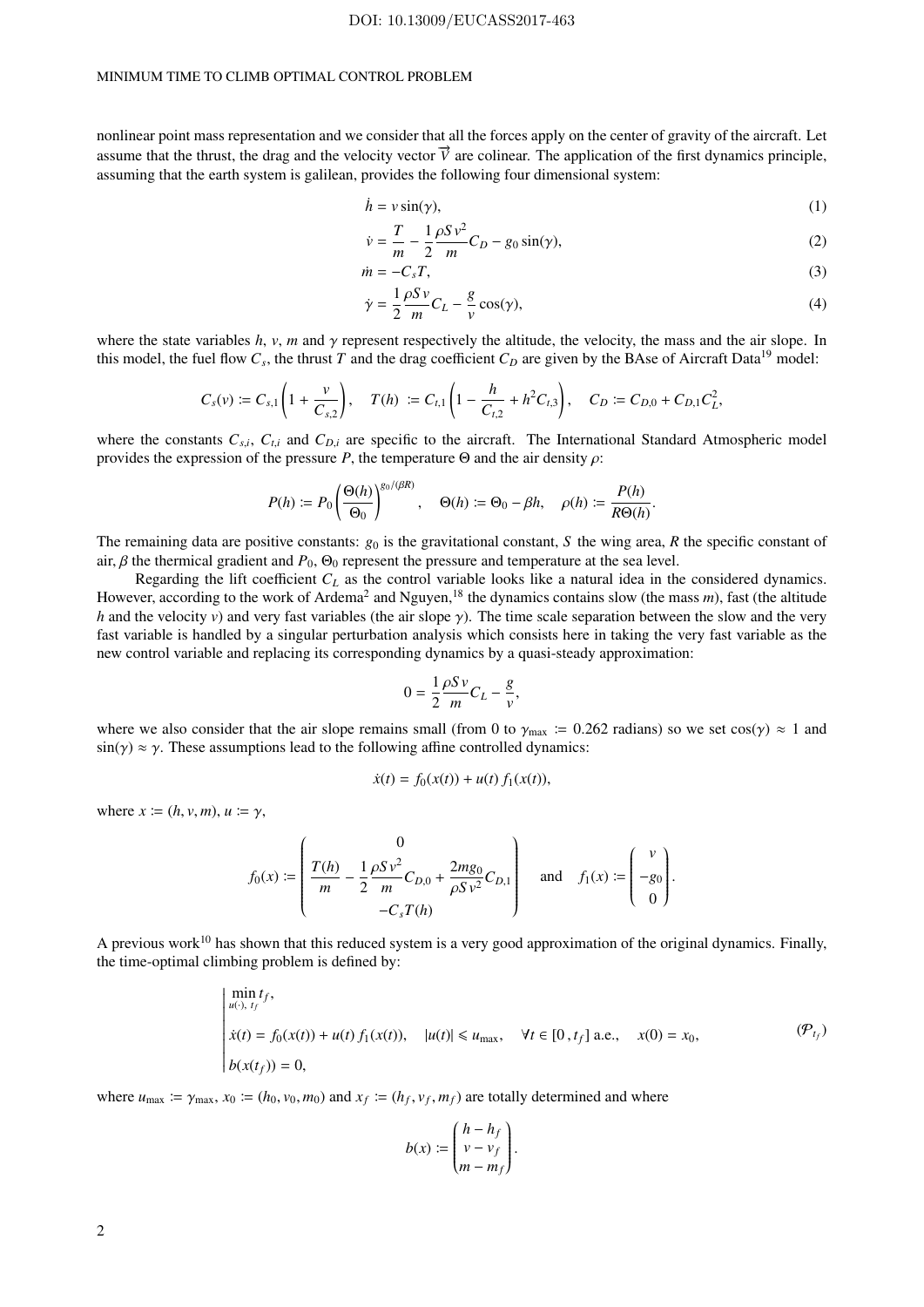nonlinear point mass representation and we consider that all the forces apply on the center of gravity of the aircraft. Let assume that the thrust, the drag and the velocity vector $\overrightarrow{V}$ are colinear. The application of the first dynamics principle, assuming that the earth system is galilean, provides the following four dimensional system:

$$\dot{h} = v\sin(\gamma), \tag{1}$$

$$\dot{v} = \frac{T}{m} - \frac{1}{2}\frac{\rho S v^2}{m}C_D - g_0\sin(\gamma), \tag{2}$$

$$\dot{m} = -C_s T, \tag{3}$$

$$\dot{\gamma} = \frac{1}{2}\frac{\rho S v}{m}C_L - \frac{g}{v}\cos(\gamma), \tag{4}$$

where the state variables $h$, $v$, $m$ and $\gamma$ represent respectively the altitude, the velocity, the mass and the air slope. In this model, the fuel flow $C_s$, the thrust $T$ and the drag coefficient $C_D$ are given by the BAse of Aircraft Data[19] model:

$$C_s(v) \coloneqq C_{s,1}\left(1 + \frac{v}{C_{s,2}}\right), \quad T(h) \coloneqq C_{t,1}\left(1 - \frac{h}{C_{t,2}} + h^2 C_{t,3}\right), \quad C_D \coloneqq C_{D,0} + C_{D,1}C_L^2,$$

where the constants $C_{s,i}$, $C_{t,i}$ and $C_{D,i}$ are specific to the aircraft. The International Standard Atmospheric model provides the expression of the pressure $P$, the temperature $\Theta$ and the air density $\rho$:

$$P(h) \coloneqq P_0\left(\frac{\Theta(h)}{\Theta_0}\right)^{g_0/(\beta R)}, \quad \Theta(h) \coloneqq \Theta_0 - \beta h, \quad \rho(h) \coloneqq \frac{P(h)}{R\Theta(h)}.$$

The remaining data are positive constants: $g_0$ is the gravitational constant, $S$ the wing area, $R$ the specific constant of air, $\beta$ the thermical gradient and $P_0$, $\Theta_0$ represent the pressure and temperature at the sea level.

Regarding the lift coefficient $C_L$ as the control variable looks like a natural idea in the considered dynamics. However, according to the work of Ardema[2] and Nguyen,[18] the dynamics contains slow (the mass $m$), fast (the altitude $h$ and the velocity $v$) and very fast variables (the air slope $\gamma$). The time scale separation between the slow and the very fast variable is handled by a singular perturbation analysis which consists here in taking the very fast variable as the new control variable and replacing its corresponding dynamics by a quasi-steady approximation:

$$0 = \frac{1}{2}\frac{\rho S v}{m}C_L - \frac{g}{v},$$

where we also consider that the air slope remains small (from 0 to $\gamma_{\max} \coloneqq 0.262$ radians) so we set $\cos(\gamma) \approx 1$ and $\sin(\gamma) \approx \gamma$. These assumptions lead to the following affine controlled dynamics:

$$\dot{x}(t) = f_0(x(t)) + u(t)\, f_1(x(t)),$$

where $x \coloneqq (h, v, m)$, $u \coloneqq \gamma$,

$$f_0(x) \coloneqq \begin{pmatrix} 0 \\ \dfrac{T(h)}{m} - \dfrac{1}{2}\dfrac{\rho S v^2}{m}C_{D,0} + \dfrac{2mg_0}{\rho S v^2}C_{D,1} \\ -C_s T(h) \end{pmatrix} \quad \text{and} \quad f_1(x) \coloneqq \begin{pmatrix} v \\ -g_0 \\ 0 \end{pmatrix}.$$

A previous work[10] has shown that this reduced system is a very good approximation of the original dynamics. Finally, the time-optimal climbing problem is defined by:

$$\left|\begin{array}{l} \displaystyle\min_{u(\cdot),\, t_f} t_f, \\ \dot{x}(t) = f_0(x(t)) + u(t)\, f_1(x(t)), \quad |u(t)| \leqslant u_{\max}, \quad \forall t \in [0\,, t_f] \text{ a.e.}, \quad x(0) = x_0, \\ b(x(t_f)) = 0, \end{array}\right. \tag{$\mathcal{P}_{t_f}$}$$

where $u_{\max} \coloneqq \gamma_{\max}$, $x_0 \coloneqq (h_0, v_0, m_0)$ and $x_f \coloneqq (h_f, v_f, m_f)$ are totally determined and where

$$b(x) \coloneqq \begin{pmatrix} h - h_f \\ v - v_f \\ m - m_f \end{pmatrix}.$$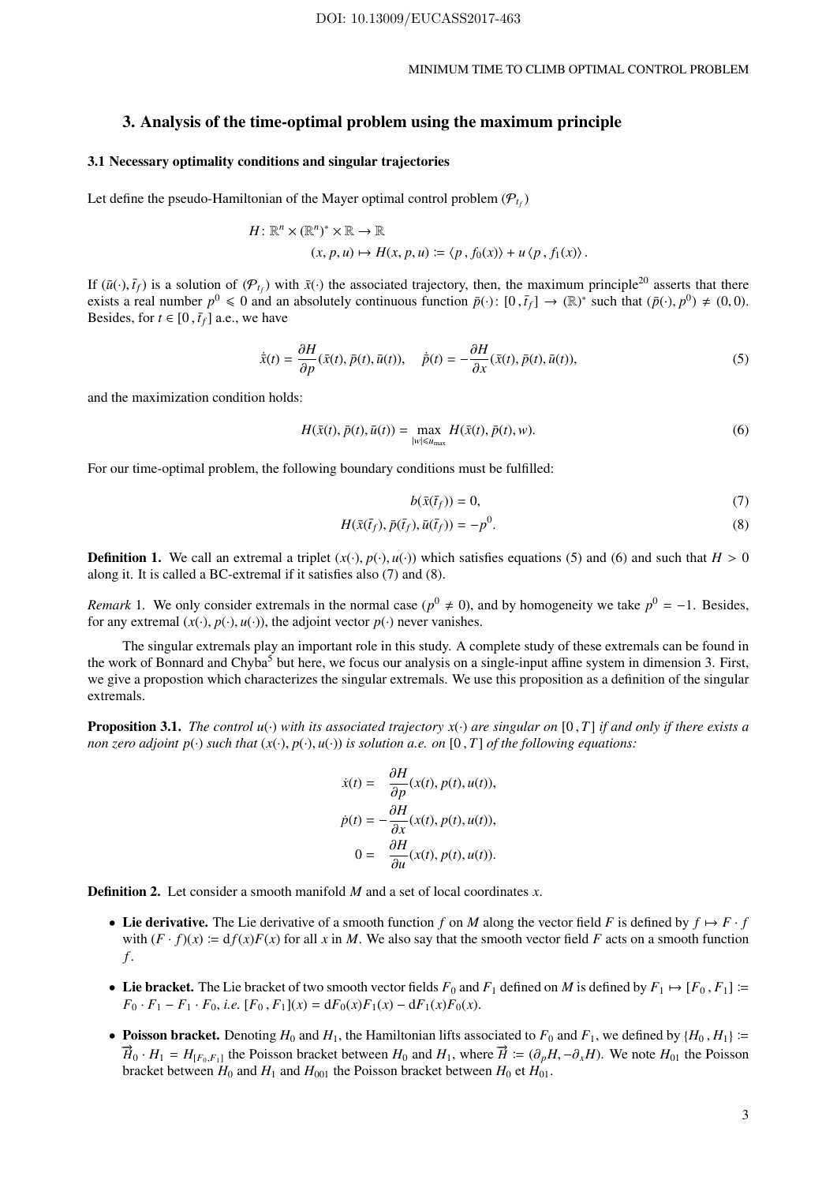## 3. Analysis of the time-optimal problem using the maximum principle

### 3.1 Necessary optimality conditions and singular trajectories

Let define the pseudo-Hamiltonian of the Mayer optimal control problem $(\mathcal{P}_{t_f})$

$$
\begin{aligned}
H \colon \mathbb{R}^n \times (\mathbb{R}^n)^* \times \mathbb{R} &\to \mathbb{R} \\
(x, p, u) &\mapsto H(x, p, u) := \langle p \,, f_0(x) \rangle + u \, \langle p \,, f_1(x) \rangle \,.
\end{aligned}
$$

If $(\bar{u}(\cdot), \bar{t}_f)$ is a solution of $(\mathcal{P}_{t_f})$ with $\bar{x}(\cdot)$ the associated trajectory, then, the maximum principle[20] asserts that there exists a real number $p^0 \leqslant 0$ and an absolutely continuous function $\bar{p}(\cdot) \colon [0 \,, \bar{t}_f] \to (\mathbb{R})^*$ such that $(\bar{p}(\cdot), p^0) \neq (0, 0)$. Besides, for $t \in [0 \,, \bar{t}_f]$ a.e., we have

$$
\dot{\bar{x}}(t) = \frac{\partial H}{\partial p}(\bar{x}(t), \bar{p}(t), \bar{u}(t)), \quad \dot{\bar{p}}(t) = -\frac{\partial H}{\partial x}(\bar{x}(t), \bar{p}(t), \bar{u}(t)), \tag{5}
$$

and the maximization condition holds:

$$
H(\bar{x}(t), \bar{p}(t), \bar{u}(t)) = \max_{|w| \leqslant u_{\max}} H(\bar{x}(t), \bar{p}(t), w). \tag{6}
$$

For our time-optimal problem, the following boundary conditions must be fulfilled:

$$
b(\bar{x}(\bar{t}_f)) = 0, \tag{7}
$$

$$
H(\bar{x}(\bar{t}_f), \bar{p}(\bar{t}_f), \bar{u}(\bar{t}_f)) = -p^0. \tag{8}
$$

**Definition 1.** We call an extremal a triplet $(x(\cdot), p(\cdot), u(\cdot))$ which satisfies equations (5) and (6) and such that $H > 0$ along it. It is called a BC-extremal if it satisfies also (7) and (8).

*Remark* 1. We only consider extremals in the normal case ($p^0 \neq 0$), and by homogeneity we take $p^0 = -1$. Besides, for any extremal $(x(\cdot), p(\cdot), u(\cdot))$, the adjoint vector $p(\cdot)$ never vanishes.

The singular extremals play an important role in this study. A complete study of these extremals can be found in the work of Bonnard and Chyba[5] but here, we focus our analysis on a single-input affine system in dimension 3. First, we give a propostion which characterizes the singular extremals. We use this proposition as a definition of the singular extremals.

**Proposition 3.1.** *The control $u(\cdot)$ with its associated trajectory $x(\cdot)$ are singular on $[0 \,, T]$ if and only if there exists a non zero adjoint $p(\cdot)$ such that $(x(\cdot), p(\cdot), u(\cdot))$ is solution a.e. on $[0 \,, T]$ of the following equations:*

$$
\begin{aligned}
\dot{x}(t) &= \frac{\partial H}{\partial p}(x(t), p(t), u(t)), \\
\dot{p}(t) &= -\frac{\partial H}{\partial x}(x(t), p(t), u(t)), \\
0 &= \frac{\partial H}{\partial u}(x(t), p(t), u(t)).
\end{aligned}
$$

**Definition 2.** Let consider a smooth manifold $M$ and a set of local coordinates $x$.

- **Lie derivative.** The Lie derivative of a smooth function $f$ on $M$ along the vector field $F$ is defined by $f \mapsto F \cdot f$ with $(F \cdot f)(x) := \mathrm{d}f(x) F(x)$ for all $x$ in $M$. We also say that the smooth vector field $F$ acts on a smooth function $f$.
- **Lie bracket.** The Lie bracket of two smooth vector fields $F_0$ and $F_1$ defined on $M$ is defined by $F_1 \mapsto [F_0 \,, F_1] := F_0 \cdot F_1 - F_1 \cdot F_0$, *i.e.* $[F_0 \,, F_1](x) = \mathrm{d}F_0(x) F_1(x) - \mathrm{d}F_1(x) F_0(x)$.
- **Poisson bracket.** Denoting $H_0$ and $H_1$, the Hamiltonian lifts associated to $F_0$ and $F_1$, we defined by $\{H_0 \,, H_1\} := \vec{H}_0 \cdot H_1 = H_{[F_0, F_1]}$ the Poisson bracket between $H_0$ and $H_1$, where $\vec{H} := (\partial_p H, -\partial_x H)$. We note $H_{01}$ the Poisson bracket between $H_0$ and $H_1$ and $H_{001}$ the Poisson bracket between $H_0$ et $H_{01}$.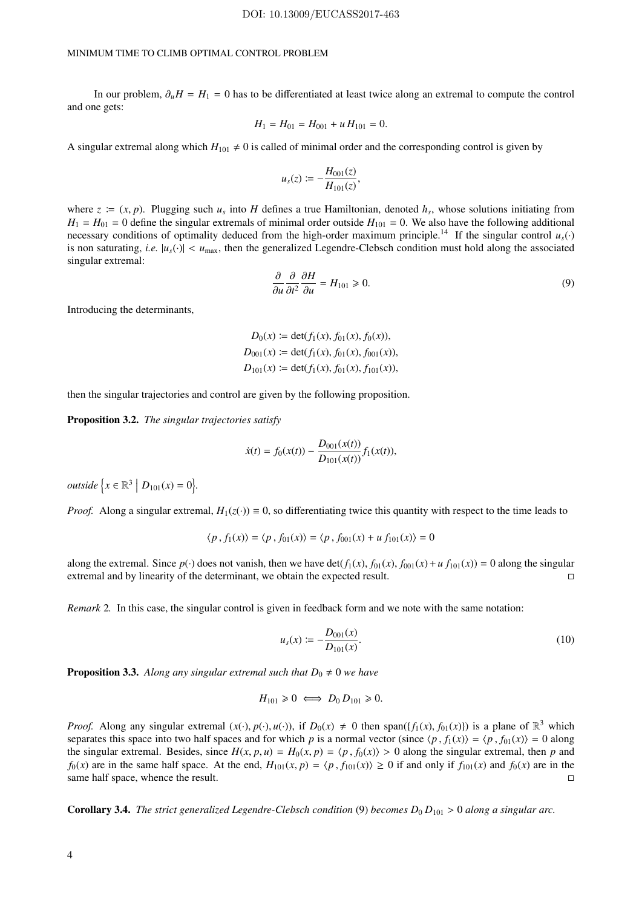In our problem, $\partial_u H = H_1 = 0$ has to be differentiated at least twice along an extremal to compute the control and one gets:

$$H_1 = H_{01} = H_{001} + u\, H_{101} = 0.$$

A singular extremal along which $H_{101} \neq 0$ is called of minimal order and the corresponding control is given by

$$u_s(z) := -\frac{H_{001}(z)}{H_{101}(z)},$$

where $z := (x, p)$. Plugging such $u_s$ into $H$ defines a true Hamiltonian, denoted $h_s$, whose solutions initiating from $H_1 = H_{01} = 0$ define the singular extremals of minimal order outside $H_{101} = 0$. We also have the following additional necessary conditions of optimality deduced from the high-order maximum principle.[14] If the singular control $u_s(\cdot)$ is non saturating, *i.e.* $|u_s(\cdot)| < u_{\max}$, then the generalized Legendre-Clebsch condition must hold along the associated singular extremal:

$$\frac{\partial}{\partial u}\frac{\partial}{\partial t^2}\frac{\partial H}{\partial u} = H_{101} \geqslant 0. \tag{9}$$

Introducing the determinants,

$$\begin{aligned}
D_0(x) &:= \det(f_1(x), f_{01}(x), f_0(x)),\\
D_{001}(x) &:= \det(f_1(x), f_{01}(x), f_{001}(x)),\\
D_{101}(x) &:= \det(f_1(x), f_{01}(x), f_{101}(x)),
\end{aligned}$$

then the singular trajectories and control are given by the following proposition.

**Proposition 3.2.** *The singular trajectories satisfy*

$$\dot{x}(t) = f_0(x(t)) - \frac{D_{001}(x(t))}{D_{101}(x(t))} f_1(x(t)),$$

*outside* $\left\{x \in \mathbb{R}^3 \;\middle|\; D_{101}(x) = 0\right\}$.

*Proof.* Along a singular extremal, $H_1(z(\cdot)) \equiv 0$, so differentiating twice this quantity with respect to the time leads to

$$\langle p\,, f_1(x)\rangle = \langle p\,, f_{01}(x)\rangle = \langle p\,, f_{001}(x) + u\, f_{101}(x)\rangle = 0$$

along the extremal. Since $p(\cdot)$ does not vanish, then we have $\det(f_1(x), f_{01}(x), f_{001}(x) + u\, f_{101}(x)) = 0$ along the singular extremal and by linearity of the determinant, we obtain the expected result. □

*Remark* 2. In this case, the singular control is given in feedback form and we note with the same notation:

$$u_s(x) := -\frac{D_{001}(x)}{D_{101}(x)}. \tag{10}$$

**Proposition 3.3.** *Along any singular extremal such that $D_0 \neq 0$ we have*

$$H_{101} \geqslant 0 \iff D_0\, D_{101} \geqslant 0.$$

*Proof.* Along any singular extremal $(x(\cdot), p(\cdot), u(\cdot))$, if $D_0(x) \neq 0$ then $\operatorname{span}(\{f_1(x), f_{01}(x)\})$ is a plane of $\mathbb{R}^3$ which separates this space into two half spaces and for which $p$ is a normal vector (since $\langle p\,, f_1(x)\rangle = \langle p\,, f_{01}(x)\rangle = 0$ along the singular extremal. Besides, since $H(x, p, u) = H_0(x, p) = \langle p\,, f_0(x)\rangle > 0$ along the singular extremal, then $p$ and $f_0(x)$ are in the same half space. At the end, $H_{101}(x, p) = \langle p\,, f_{101}(x)\rangle \geq 0$ if and only if $f_{101}(x)$ and $f_0(x)$ are in the same half space, whence the result. □

**Corollary 3.4.** *The strict generalized Legendre-Clebsch condition* (9) *becomes $D_0\, D_{101} > 0$ along a singular arc.*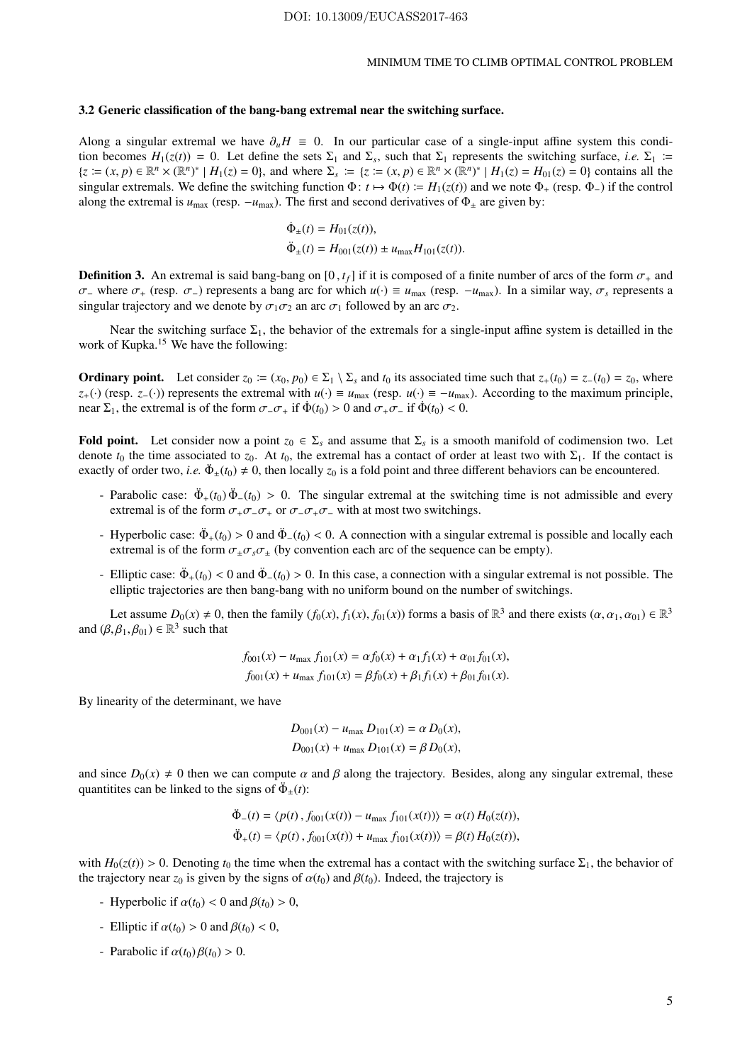### 3.2 Generic classification of the bang-bang extremal near the switching surface.

Along a singular extremal we have $\partial_u H \equiv 0$. In our particular case of a single-input affine system this condition becomes $H_1(z(t)) = 0$. Let define the sets $\Sigma_1$ and $\Sigma_s$, such that $\Sigma_1$ represents the switching surface, *i.e.* $\Sigma_1 := \{z := (x, p) \in \mathbb{R}^n \times (\mathbb{R}^n)^* \mid H_1(z) = 0\}$, and where $\Sigma_s := \{z := (x, p) \in \mathbb{R}^n \times (\mathbb{R}^n)^* \mid H_1(z) = H_{01}(z) = 0\}$ contains all the singular extremals. We define the switching function $\Phi \colon t \mapsto \Phi(t) := H_1(z(t))$ and we note $\Phi_+$ (resp. $\Phi_-$) if the control along the extremal is $u_{\max}$ (resp. $-u_{\max}$). The first and second derivatives of $\Phi_\pm$ are given by:

$$\dot{\Phi}_\pm(t) = H_{01}(z(t)),$$
$$\ddot{\Phi}_\pm(t) = H_{001}(z(t)) \pm u_{\max} H_{101}(z(t)).$$

**Definition 3.** An extremal is said bang-bang on $[0, t_f]$ if it is composed of a finite number of arcs of the form $\sigma_+$ and $\sigma_-$ where $\sigma_+$ (resp. $\sigma_-$) represents a bang arc for which $u(\cdot) \equiv u_{\max}$ (resp. $-u_{\max}$). In a similar way, $\sigma_s$ represents a singular trajectory and we denote by $\sigma_1\sigma_2$ an arc $\sigma_1$ followed by an arc $\sigma_2$.

Near the switching surface $\Sigma_1$, the behavior of the extremals for a single-input affine system is detailled in the work of Kupka.[15] We have the following:

**Ordinary point.** Let consider $z_0 := (x_0, p_0) \in \Sigma_1 \setminus \Sigma_s$ and $t_0$ its associated time such that $z_+(t_0) = z_-(t_0) = z_0$, where $z_+(\cdot)$ (resp. $z_-(\cdot)$) represents the extremal with $u(\cdot) \equiv u_{\max}$ (resp. $u(\cdot) \equiv -u_{\max}$). According to the maximum principle, near $\Sigma_1$, the extremal is of the form $\sigma_-\sigma_+$ if $\dot{\Phi}(t_0) > 0$ and $\sigma_+\sigma_-$ if $\dot{\Phi}(t_0) < 0$.

**Fold point.** Let consider now a point $z_0 \in \Sigma_s$ and assume that $\Sigma_s$ is a smooth manifold of codimension two. Let denote $t_0$ the time associated to $z_0$. At $t_0$, the extremal has a contact of order at least two with $\Sigma_1$. If the contact is exactly of order two, *i.e.* $\ddot{\Phi}_\pm(t_0) \neq 0$, then locally $z_0$ is a fold point and three different behaviors can be encountered.

- Parabolic case: $\ddot{\Phi}_+(t_0)\,\ddot{\Phi}_-(t_0) > 0$. The singular extremal at the switching time is not admissible and every extremal is of the form $\sigma_+\sigma_-\sigma_+$ or $\sigma_-\sigma_+\sigma_-$ with at most two switchings.
- Hyperbolic case: $\ddot{\Phi}_+(t_0) > 0$ and $\ddot{\Phi}_-(t_0) < 0$. A connection with a singular extremal is possible and locally each extremal is of the form $\sigma_\pm\sigma_s\sigma_\pm$ (by convention each arc of the sequence can be empty).
- Elliptic case: $\ddot{\Phi}_+(t_0) < 0$ and $\ddot{\Phi}_-(t_0) > 0$. In this case, a connection with a singular extremal is not possible. The elliptic trajectories are then bang-bang with no uniform bound on the number of switchings.

Let assume $D_0(x) \neq 0$, then the family $(f_0(x), f_1(x), f_{01}(x))$ forms a basis of $\mathbb{R}^3$ and there exists $(\alpha, \alpha_1, \alpha_{01}) \in \mathbb{R}^3$ and $(\beta, \beta_1, \beta_{01}) \in \mathbb{R}^3$ such that

$$f_{001}(x) - u_{\max}\, f_{101}(x) = \alpha f_0(x) + \alpha_1 f_1(x) + \alpha_{01} f_{01}(x),$$
$$f_{001}(x) + u_{\max}\, f_{101}(x) = \beta f_0(x) + \beta_1 f_1(x) + \beta_{01} f_{01}(x).$$

By linearity of the determinant, we have

$$D_{001}(x) - u_{\max}\, D_{101}(x) = \alpha\, D_0(x),$$
$$D_{001}(x) + u_{\max}\, D_{101}(x) = \beta\, D_0(x),$$

and since $D_0(x) \neq 0$ then we can compute $\alpha$ and $\beta$ along the trajectory. Besides, along any singular extremal, these quantitites can be linked to the signs of $\ddot{\Phi}_\pm(t)$:

$$\ddot{\Phi}_-(t) = \langle p(t)\,,\, f_{001}(x(t)) - u_{\max}\, f_{101}(x(t))\rangle = \alpha(t)\, H_0(z(t)),$$
$$\ddot{\Phi}_+(t) = \langle p(t)\,,\, f_{001}(x(t)) + u_{\max}\, f_{101}(x(t))\rangle = \beta(t)\, H_0(z(t)),$$

with $H_0(z(t)) > 0$. Denoting $t_0$ the time when the extremal has a contact with the switching surface $\Sigma_1$, the behavior of the trajectory near $z_0$ is given by the signs of $\alpha(t_0)$ and $\beta(t_0)$. Indeed, the trajectory is

- Hyperbolic if $\alpha(t_0) < 0$ and $\beta(t_0) > 0$,
- Elliptic if $\alpha(t_0) > 0$ and $\beta(t_0) < 0$,
- Parabolic if $\alpha(t_0)\,\beta(t_0) > 0$.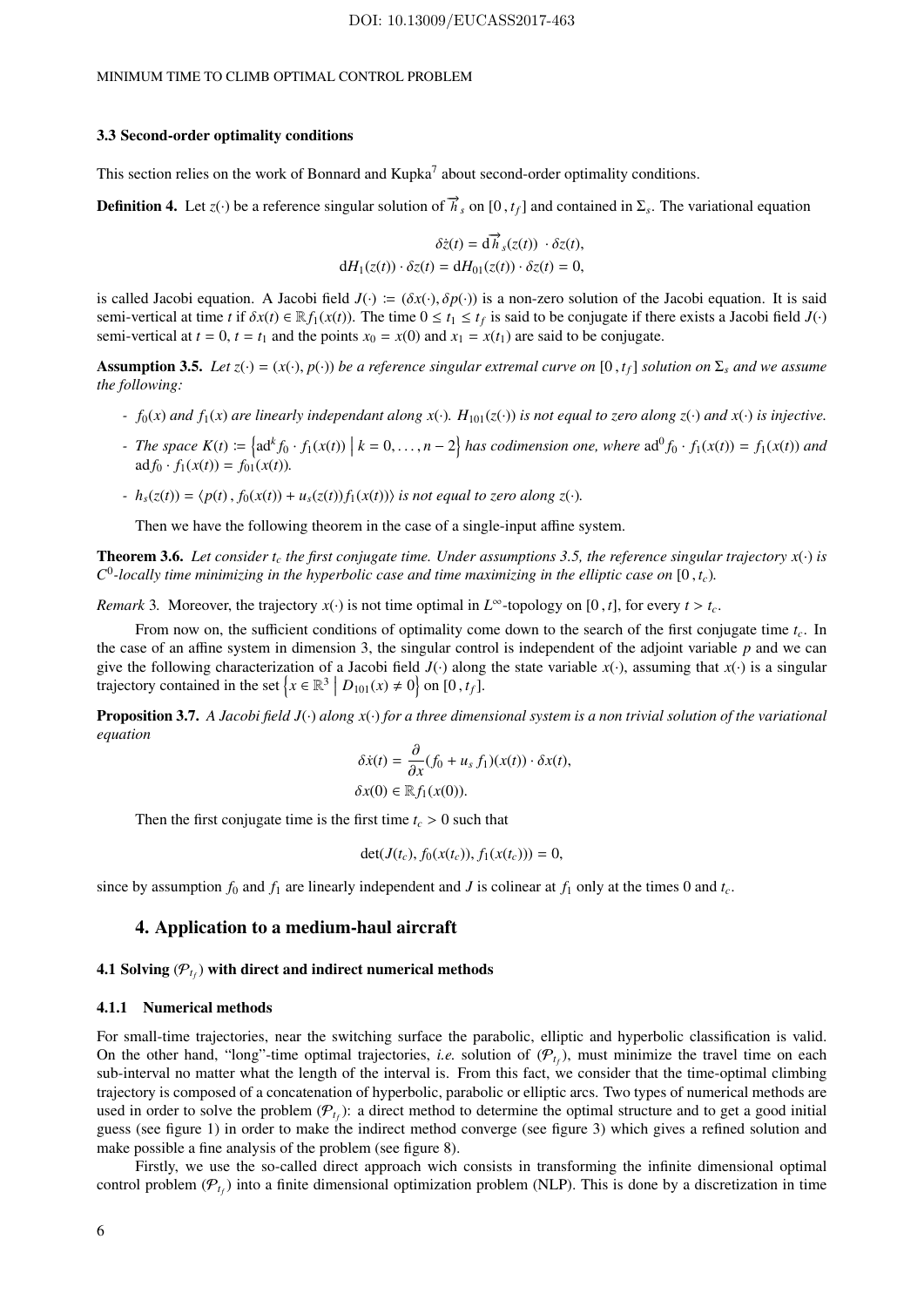### 3.3 Second-order optimality conditions

This section relies on the work of Bonnard and Kupka[7] about second-order optimality conditions.

**Definition 4.** Let $z(\cdot)$ be a reference singular solution of $\overrightarrow{h}_s$ on $[0\,, t_f]$ and contained in $\Sigma_s$. The variational equation

$$
\begin{aligned}
\delta\dot{z}(t) &= \mathrm{d}\overrightarrow{h}_s(z(t)) \cdot \delta z(t), \\
\mathrm{d}H_1(z(t)) \cdot \delta z(t) &= \mathrm{d}H_{01}(z(t)) \cdot \delta z(t) = 0,
\end{aligned}
$$

is called Jacobi equation. A Jacobi field $J(\cdot) := (\delta x(\cdot), \delta p(\cdot))$ is a non-zero solution of the Jacobi equation. It is said semi-vertical at time $t$ if $\delta x(t) \in \mathbb{R} f_1(x(t))$. The time $0 \leq t_1 \leq t_f$ is said to be conjugate if there exists a Jacobi field $J(\cdot)$ semi-vertical at $t = 0$, $t = t_1$ and the points $x_0 = x(0)$ and $x_1 = x(t_1)$ are said to be conjugate.

**Assumption 3.5.** *Let $z(\cdot) = (x(\cdot), p(\cdot))$ be a reference singular extremal curve on $[0\,, t_f]$ solution on $\Sigma_s$ and we assume the following:*

- *$f_0(x)$ and $f_1(x)$ are linearly independant along $x(\cdot)$. $H_{101}(z(\cdot))$ is not equal to zero along $z(\cdot)$ and $x(\cdot)$ is injective.*
- *The space $K(t) := \left\{ \mathrm{ad}^k f_0 \cdot f_1(x(t)) \;\middle|\; k = 0, \ldots, n-2 \right\}$ has codimension one, where $\mathrm{ad}^0 f_0 \cdot f_1(x(t)) = f_1(x(t))$ and $\mathrm{ad} f_0 \cdot f_1(x(t)) = f_{01}(x(t))$.*
- *$h_s(z(t)) = \langle p(t)\,, f_0(x(t)) + u_s(z(t)) f_1(x(t)) \rangle$ is not equal to zero along $z(\cdot)$.*

Then we have the following theorem in the case of a single-input affine system.

**Theorem 3.6.** *Let consider $t_c$ the first conjugate time. Under assumptions 3.5, the reference singular trajectory $x(\cdot)$ is $C^0$-locally time minimizing in the hyperbolic case and time maximizing in the elliptic case on $[0\,, t_c)$.*

*Remark* 3. Moreover, the trajectory $x(\cdot)$ is not time optimal in $L^\infty$-topology on $[0\,, t]$, for every $t > t_c$.

From now on, the sufficient conditions of optimality come down to the search of the first conjugate time $t_c$. In the case of an affine system in dimension 3, the singular control is independent of the adjoint variable $p$ and we can give the following characterization of a Jacobi field $J(\cdot)$ along the state variable $x(\cdot)$, assuming that $x(\cdot)$ is a singular trajectory contained in the set $\left\{ x \in \mathbb{R}^3 \;\middle|\; D_{101}(x) \neq 0 \right\}$ on $[0\,, t_f]$.

**Proposition 3.7.** *A Jacobi field $J(\cdot)$ along $x(\cdot)$ for a three dimensional system is a non trivial solution of the variational equation*

$$
\begin{aligned}
\delta\dot{x}(t) &= \frac{\partial}{\partial x}(f_0 + u_s\, f_1)(x(t)) \cdot \delta x(t), \\
\delta x(0) &\in \mathbb{R} f_1(x(0)).
\end{aligned}
$$

Then the first conjugate time is the first time $t_c > 0$ such that

$$
\det(J(t_c), f_0(x(t_c)), f_1(x(t_c))) = 0,
$$

since by assumption $f_0$ and $f_1$ are linearly independent and $J$ is colinear at $f_1$ only at the times 0 and $t_c$.

## 4. Application to a medium-haul aircraft

### 4.1 Solving $(\mathcal{P}_{t_f})$ with direct and indirect numerical methods

#### 4.1.1 Numerical methods

For small-time trajectories, near the switching surface the parabolic, elliptic and hyperbolic classification is valid. On the other hand, "long"-time optimal trajectories, *i.e.* solution of $(\mathcal{P}_{t_f})$, must minimize the travel time on each sub-interval no matter what the length of the interval is. From this fact, we consider that the time-optimal climbing trajectory is composed of a concatenation of hyperbolic, parabolic or elliptic arcs. Two types of numerical methods are used in order to solve the problem $(\mathcal{P}_{t_f})$: a direct method to determine the optimal structure and to get a good initial guess (see figure 1) in order to make the indirect method converge (see figure 3) which gives a refined solution and make possible a fine analysis of the problem (see figure 8).

Firstly, we use the so-called direct approach wich consists in transforming the infinite dimensional optimal control problem $(\mathcal{P}_{t_f})$ into a finite dimensional optimization problem (NLP). This is done by a discretization in time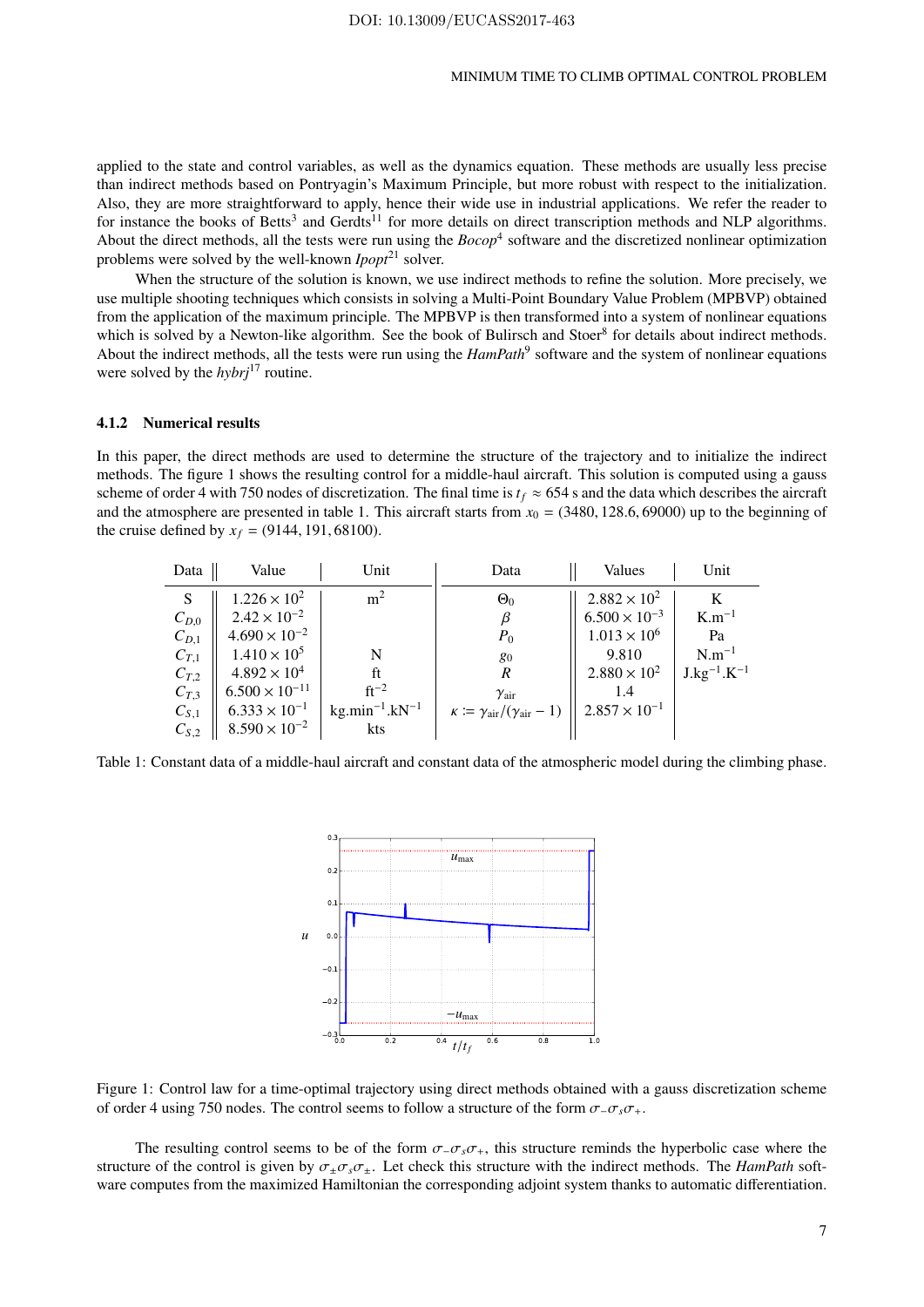applied to the state and control variables, as well as the dynamics equation. These methods are usually less precise than indirect methods based on Pontryagin's Maximum Principle, but more robust with respect to the initialization. Also, they are more straightforward to apply, hence their wide use in industrial applications. We refer the reader to for instance the books of Betts[3] and Gerdts[11] for more details on direct transcription methods and NLP algorithms. About the direct methods, all the tests were run using the *Bocop*[4] software and the discretized nonlinear optimization problems were solved by the well-known *Ipopt*[21] solver.

When the structure of the solution is known, we use indirect methods to refine the solution. More precisely, we use multiple shooting techniques which consists in solving a Multi-Point Boundary Value Problem (MPBVP) obtained from the application of the maximum principle. The MPBVP is then transformed into a system of nonlinear equations which is solved by a Newton-like algorithm. See the book of Bulirsch and Stoer[8] for details about indirect methods. About the indirect methods, all the tests were run using the *HamPath*[9] software and the system of nonlinear equations were solved by the *hybrj*[17] routine.

### 4.1.2 Numerical results

In this paper, the direct methods are used to determine the structure of the trajectory and to initialize the indirect methods. The figure 1 shows the resulting control for a middle-haul aircraft. This solution is computed using a gauss scheme of order 4 with 750 nodes of discretization. The final time is $t_f \approx 654$ s and the data which describes the aircraft and the atmosphere are presented in table 1. This aircraft starts from $x_0 = (3480, 128.6, 69000)$ up to the beginning of the cruise defined by $x_f = (9144, 191, 68100)$.

| Data | Value | Unit | Data | Values | Unit |
|---|---|---|---|---|---|
| S | $1.226 \times 10^{2}$ | $\mathrm{m}^2$ | $\Theta_0$ | $2.882 \times 10^{2}$ | K |
| $C_{D,0}$ | $2.42 \times 10^{-2}$ | | $\beta$ | $6.500 \times 10^{-3}$ | $\mathrm{K.m}^{-1}$ |
| $C_{D,1}$ | $4.690 \times 10^{-2}$ | | $P_0$ | $1.013 \times 10^{6}$ | Pa |
| $C_{T,1}$ | $1.410 \times 10^{5}$ | N | $g_0$ | 9.810 | $\mathrm{N.m}^{-1}$ |
| $C_{T,2}$ | $4.892 \times 10^{4}$ | ft | $R$ | $2.880 \times 10^{2}$ | $\mathrm{J.kg}^{-1}.\mathrm{K}^{-1}$ |
| $C_{T,3}$ | $6.500 \times 10^{-11}$ | $\mathrm{ft}^{-2}$ | $\gamma_{\text{air}}$ | 1.4 | |
| $C_{S,1}$ | $6.333 \times 10^{-1}$ | $\mathrm{kg.min}^{-1}.\mathrm{kN}^{-1}$ | $\kappa := \gamma_{\text{air}}/(\gamma_{\text{air}} - 1)$ | $2.857 \times 10^{-1}$ | |
| $C_{S,2}$ | $8.590 \times 10^{-2}$ | kts | | | |

Table 1: Constant data of a middle-haul aircraft and constant data of the atmospheric model during the climbing phase.

Figure 1: Control law for a time-optimal trajectory using direct methods obtained with a gauss discretization scheme of order 4 using 750 nodes. The control seems to follow a structure of the form $\sigma_{-}\sigma_{s}\sigma_{+}$.

The resulting control seems to be of the form $\sigma_{-}\sigma_{s}\sigma_{+}$, this structure reminds the hyperbolic case where the structure of the control is given by $\sigma_{\pm}\sigma_{s}\sigma_{\pm}$. Let check this structure with the indirect methods. The *HamPath* software computes from the maximized Hamiltonian the corresponding adjoint system thanks to automatic differentiation.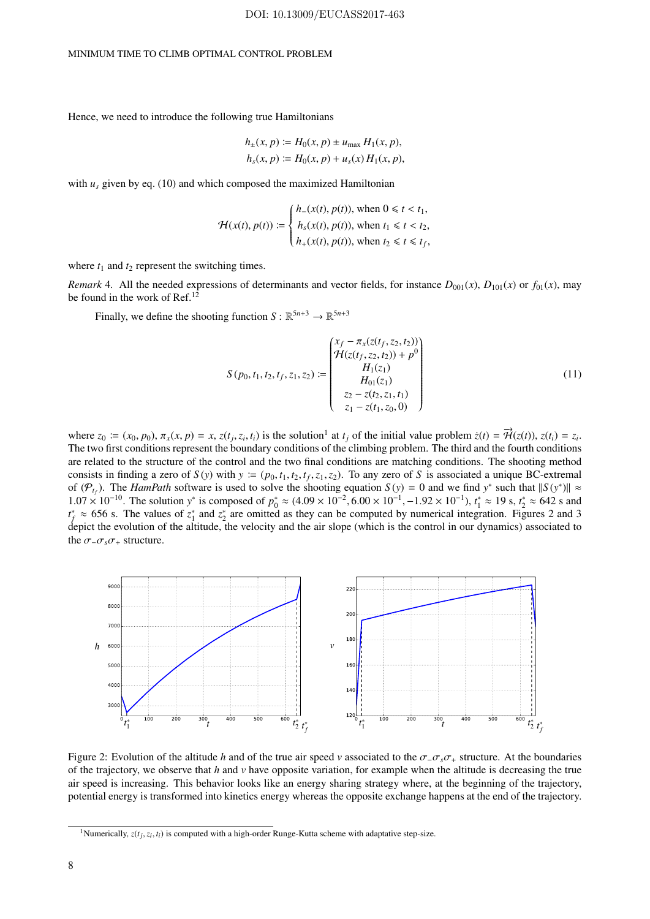Hence, we need to introduce the following true Hamiltonians

$$h_\pm(x,p) := H_0(x,p) \pm u_{\max} H_1(x,p),$$
$$h_s(x,p) := H_0(x,p) + u_s(x) H_1(x,p),$$

with $u_s$ given by eq. (10) and which composed the maximized Hamiltonian

$$\mathcal{H}(x(t),p(t)) := \begin{cases} h_-(x(t),p(t)), \text{ when } 0 \leqslant t < t_1, \\ h_s(x(t),p(t)), \text{ when } t_1 \leqslant t < t_2, \\ h_+(x(t),p(t)), \text{ when } t_2 \leqslant t \leqslant t_f, \end{cases}$$

where $t_1$ and $t_2$ represent the switching times.

*Remark* 4. All the needed expressions of determinants and vector fields, for instance $D_{001}(x)$, $D_{101}(x)$ or $f_{01}(x)$, may be found in the work of Ref.[12]

Finally, we define the shooting function $S : \mathbb{R}^{5n+3} \to \mathbb{R}^{5n+3}$

$$S(p_0, t_1, t_2, t_f, z_1, z_2) := \begin{pmatrix} x_f - \pi_x(z(t_f, z_2, t_2)) \\ \mathcal{H}(z(t_f, z_2, t_2)) + p^0 \\ H_1(z_1) \\ H_{01}(z_1) \\ z_2 - z(t_2, z_1, t_1) \\ z_1 - z(t_1, z_0, 0) \end{pmatrix} \tag{11}$$

where $z_0 := (x_0, p_0)$, $\pi_x(x,p) = x$, $z(t_j, z_i, t_i)$ is the solution[1] at $t_j$ of the initial value problem $\dot{z}(t) = \overrightarrow{\mathcal{H}}(z(t))$, $z(t_i) = z_i$. The two first conditions represent the boundary conditions of the climbing problem. The third and the fourth conditions are related to the structure of the control and the two final conditions are matching conditions. The shooting method consists in finding a zero of $S(y)$ with $y := (p_0, t_1, t_2, t_f, z_1, z_2)$. To any zero of $S$ is associated a unique BC-extremal of $(\mathcal{P}_{t_f})$. The *HamPath* software is used to solve the shooting equation $S(y) = 0$ and we find $y^*$ such that $\|S(y^*)\| \approx 1.07 \times 10^{-10}$. The solution $y^*$ is composed of $p_0^* \approx (4.09 \times 10^{-2}, 6.00 \times 10^{-1}, -1.92 \times 10^{-1})$, $t_1^* \approx 19$ s, $t_2^* \approx 642$ s and $t_f^* \approx 656$ s. The values of $z_1^*$ and $z_2^*$ are omitted as they can be computed by numerical integration. Figures 2 and 3 depict the evolution of the altitude, the velocity and the air slope (which is the control in our dynamics) associated to the $\sigma_-\sigma_s\sigma_+$ structure.

Figure 2: Evolution of the altitude $h$ and of the true air speed $v$ associated to the $\sigma_-\sigma_s\sigma_+$ structure. At the boundaries of the trajectory, we observe that $h$ and $v$ have opposite variation, for example when the altitude is decreasing the true air speed is increasing. This behavior looks like an energy sharing strategy where, at the beginning of the trajectory, potential energy is transformed into kinetics energy whereas the opposite exchange happens at the end of the trajectory.

[1] Numerically, $z(t_j, z_i, t_i)$ is computed with a high-order Runge-Kutta scheme with adaptative step-size.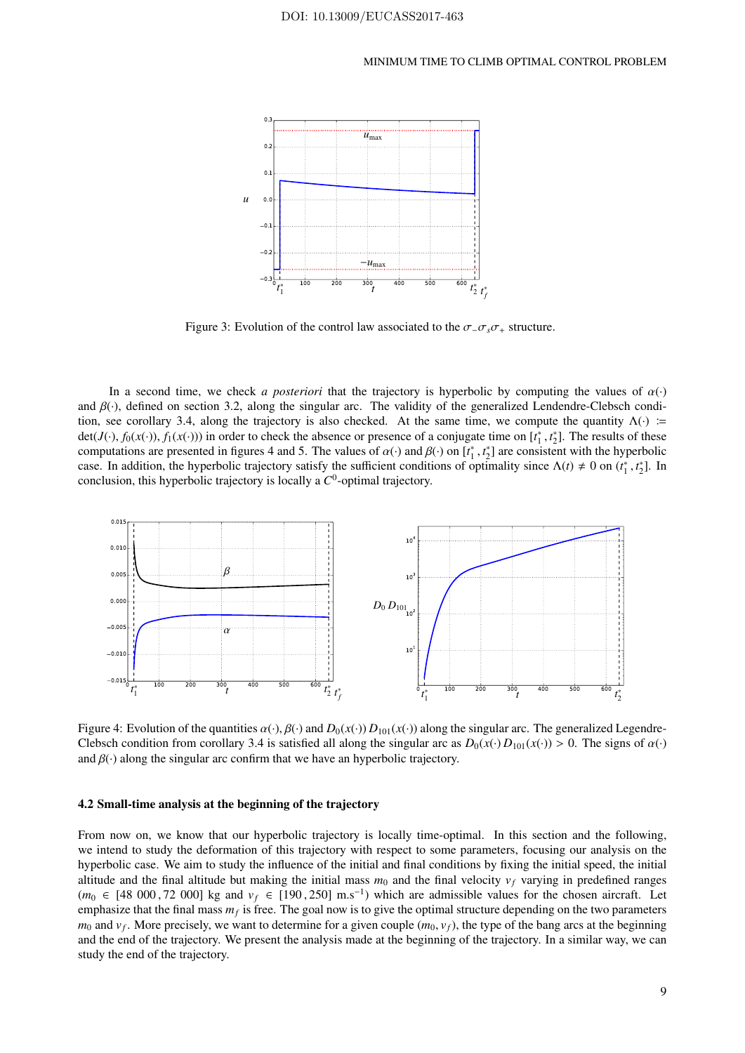Figure 3: Evolution of the control law associated to the $\sigma_{-}\sigma_{s}\sigma_{+}$ structure.

In a second time, we check *a posteriori* that the trajectory is hyperbolic by computing the values of $\alpha(\cdot)$ and $\beta(\cdot)$, defined on section 3.2, along the singular arc. The validity of the generalized Lendendre-Clebsch condition, see corollary 3.4, along the trajectory is also checked. At the same time, we compute the quantity $\Lambda(\cdot) := \det(J(\cdot), f_0(x(\cdot)), f_1(x(\cdot)))$ in order to check the absence or presence of a conjugate time on $[t_1^*, t_2^*]$. The results of these computations are presented in figures 4 and 5. The values of $\alpha(\cdot)$ and $\beta(\cdot)$ on $[t_1^*, t_2^*]$ are consistent with the hyperbolic case. In addition, the hyperbolic trajectory satisfy the sufficient conditions of optimality since $\Lambda(t) \neq 0$ on $(t_1^*, t_2^*]$. In conclusion, this hyperbolic trajectory is locally a $C^0$-optimal trajectory.

Figure 4: Evolution of the quantities $\alpha(\cdot)$, $\beta(\cdot)$ and $D_0(x(\cdot))\, D_{101}(x(\cdot))$ along the singular arc. The generalized Legendre-Clebsch condition from corollary 3.4 is satisfied all along the singular arc as $D_0(x(\cdot)\, D_{101}(x(\cdot)) > 0$. The signs of $\alpha(\cdot)$ and $\beta(\cdot)$ along the singular arc confirm that we have an hyperbolic trajectory.

### 4.2 Small-time analysis at the beginning of the trajectory

From now on, we know that our hyperbolic trajectory is locally time-optimal. In this section and the following, we intend to study the deformation of this trajectory with respect to some parameters, focusing our analysis on the hyperbolic case. We aim to study the influence of the initial and final conditions by fixing the initial speed, the initial altitude and the final altitude but making the initial mass $m_0$ and the final velocity $v_f$ varying in predefined ranges ($m_0 \in [48\ 000\,, 72\ 000]$ kg and $v_f \in [190\,, 250]$ m.s$^{-1}$) which are admissible values for the chosen aircraft. Let emphasize that the final mass $m_f$ is free. The goal now is to give the optimal structure depending on the two parameters $m_0$ and $v_f$. More precisely, we want to determine for a given couple $(m_0, v_f)$, the type of the bang arcs at the beginning and the end of the trajectory. We present the analysis made at the beginning of the trajectory. In a similar way, we can study the end of the trajectory.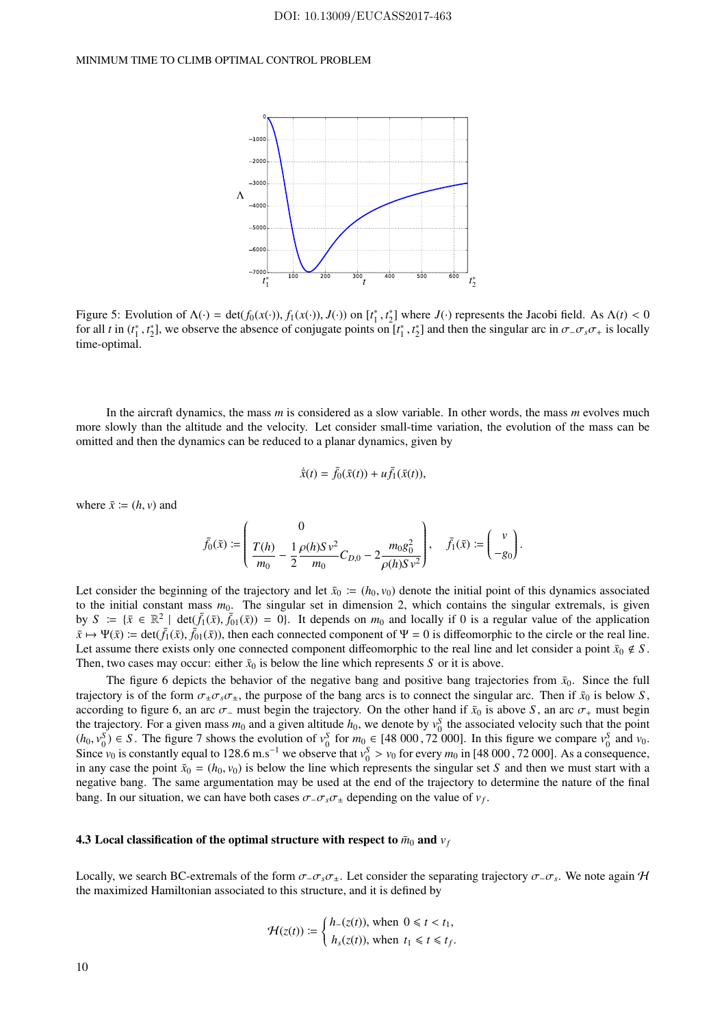Figure 5: Evolution of $\Lambda(\cdot) = \det(f_0(x(\cdot)), f_1(x(\cdot)), J(\cdot))$ on $[t_1^*, t_2^*]$ where $J(\cdot)$ represents the Jacobi field. As $\Lambda(t) < 0$ for all $t$ in $(t_1^*, t_2^*]$, we observe the absence of conjugate points on $[t_1^*, t_2^*]$ and then the singular arc in $\sigma_-\sigma_s\sigma_+$ is locally time-optimal.

In the aircraft dynamics, the mass $m$ is considered as a slow variable. In other words, the mass $m$ evolves much more slowly than the altitude and the velocity. Let consider small-time variation, the evolution of the mass can be omitted and then the dynamics can be reduced to a planar dynamics, given by

$$\dot{\bar{x}}(t) = \bar{f}_0(\bar{x}(t)) + u\bar{f}_1(\bar{x}(t)),$$

where $\bar{x} := (h, v)$ and

$$\bar{f}_0(\bar{x}) := \begin{pmatrix} 0 \\ \dfrac{T(h)}{m_0} - \dfrac{1}{2}\dfrac{\rho(h)S\,v^2}{m_0}C_{D,0} - 2\dfrac{m_0 g_0^2}{\rho(h)S\,v^2} \end{pmatrix}, \quad \bar{f}_1(\bar{x}) := \begin{pmatrix} v \\ -g_0 \end{pmatrix}.$$

Let consider the beginning of the trajectory and let $\bar{x}_0 := (h_0, v_0)$ denote the initial point of this dynamics associated to the initial constant mass $m_0$. The singular set in dimension 2, which contains the singular extremals, is given by $S := \{\bar{x} \in \mathbb{R}^2 \mid \det(\bar{f}_1(\bar{x}), \bar{f}_{01}(\bar{x})) = 0\}$. It depends on $m_0$ and locally if 0 is a regular value of the application $\bar{x} \mapsto \Psi(\bar{x}) := \det(\bar{f}_1(\bar{x}), \bar{f}_{01}(\bar{x}))$, then each connected component of $\Psi = 0$ is diffeomorphic to the circle or the real line. Let assume there exists only one connected component diffeomorphic to the real line and let consider a point $\bar{x}_0 \notin S$. Then, two cases may occur: either $\bar{x}_0$ is below the line which represents $S$ or it is above.

The figure 6 depicts the behavior of the negative bang and positive bang trajectories from $\bar{x}_0$. Since the full trajectory is of the form $\sigma_\pm\sigma_s\sigma_\pm$, the purpose of the bang arcs is to connect the singular arc. Then if $\bar{x}_0$ is below $S$, according to figure 6, an arc $\sigma_-$ must begin the trajectory. On the other hand if $\bar{x}_0$ is above $S$, an arc $\sigma_+$ must begin the trajectory. For a given mass $m_0$ and a given altitude $h_0$, we denote by $v_0^S$ the associated velocity such that the point $(h_0, v_0^S) \in S$. The figure 7 shows the evolution of $v_0^S$ for $m_0 \in [48\,000\,, 72\,000]$. In this figure we compare $v_0^S$ and $v_0$. Since $v_0$ is constantly equal to 128.6 m.s$^{-1}$ we observe that $v_0^S > v_0$ for every $m_0$ in $[48\,000\,, 72\,000]$. As a consequence, in any case the point $\bar{x}_0 = (h_0, v_0)$ is below the line which represents the singular set $S$ and then we must start with a negative bang. The same argumentation may be used at the end of the trajectory to determine the nature of the final bang. In our situation, we can have both cases $\sigma_-\sigma_s\sigma_\pm$ depending on the value of $v_f$.

### 4.3 Local classification of the optimal structure with respect to $\bar{m}_0$ and $v_f$

Locally, we search BC-extremals of the form $\sigma_-\sigma_s\sigma_\pm$. Let consider the separating trajectory $\sigma_-\sigma_s$. We note again $\mathcal{H}$ the maximized Hamiltonian associated to this structure, and it is defined by

$$\mathcal{H}(z(t)) := \begin{cases} h_-(z(t)), \text{ when } 0 \leqslant t < t_1, \\ h_s(z(t)), \text{ when } t_1 \leqslant t \leqslant t_f. \end{cases}$$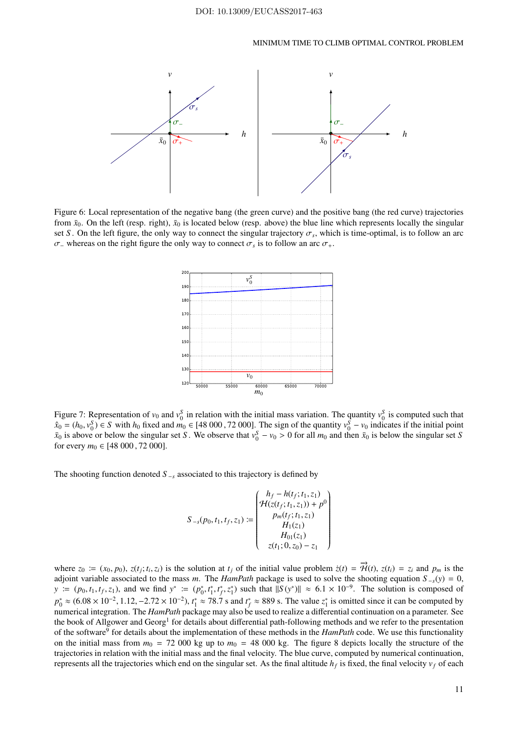Figure 6: Local representation of the negative bang (the green curve) and the positive bang (the red curve) trajectories from $\bar{x}_0$. On the left (resp. right), $\bar{x}_0$ is located below (resp. above) the blue line which represents locally the singular set $S$. On the left figure, the only way to connect the singular trajectory $\sigma_s$, which is time-optimal, is to follow an arc $\sigma_-$ whereas on the right figure the only way to connect $\sigma_s$ is to follow an arc $\sigma_+$.

Figure 7: Representation of $v_0$ and $v_0^S$ in relation with the initial mass variation. The quantity $v_0^S$ is computed such that $\hat{x}_0 = (h_0, v_0^S) \in S$ with $h_0$ fixed and $m_0 \in [48\ 000\ , 72\ 000]$. The sign of the quantity $v_0^S - v_0$ indicates if the initial point $\bar{x}_0$ is above or below the singular set $S$. We observe that $v_0^S - v_0 > 0$ for all $m_0$ and then $\bar{x}_0$ is below the singular set $S$ for every $m_0 \in [48\ 000\ , 72\ 000]$.

The shooting function denoted $S_{-s}$ associated to this trajectory is defined by

$$
S_{-s}(p_0, t_1, t_f, z_1) := \begin{pmatrix} h_f - h(t_f; t_1, z_1) \\ \mathcal{H}(z(t_f; t_1, z_1)) + p^0 \\ p_m(t_f; t_1, z_1) \\ H_1(z_1) \\ H_{01}(z_1) \\ z(t_1; 0, z_0) - z_1 \end{pmatrix}
$$

where $z_0 := (x_0, p_0)$, $z(t_j; t_i, z_i)$ is the solution at $t_j$ of the initial value problem $\dot{z}(t) = \overrightarrow{\mathcal{H}}(t)$, $z(t_i) = z_i$ and $p_m$ is the adjoint variable associated to the mass $m$. The *HamPath* package is used to solve the shooting equation $S_{-s}(y) = 0$, $y := (p_0, t_1, t_f, z_1)$, and we find $y^* := (p_0^*, t_1^*, t_f^*, z_1^*)$ such that $\|S(y^*)\| \approx 6.1 \times 10^{-9}$. The solution is composed of $p_0^* \approx (6.08 \times 10^{-2}, 1.12, -2.72 \times 10^{-2})$, $t_1^* \approx 78.7$ s and $t_f^* \approx 889$ s. The value $z_1^*$ is omitted since it can be computed by numerical integration. The *HamPath* package may also be used to realize a differential continuation on a parameter. See the book of Allgower and Georg[1] for details about differential path-following methods and we refer to the presentation of the software[9] for details about the implementation of these methods in the *HamPath* code. We use this functionality on the initial mass from $m_0 = 72\ 000$ kg up to $m_0 = 48\ 000$ kg. The figure 8 depicts locally the structure of the trajectories in relation with the initial mass and the final velocity. The blue curve, computed by numerical continuation, represents all the trajectories which end on the singular set. As the final altitude $h_f$ is fixed, the final velocity $v_f$ of each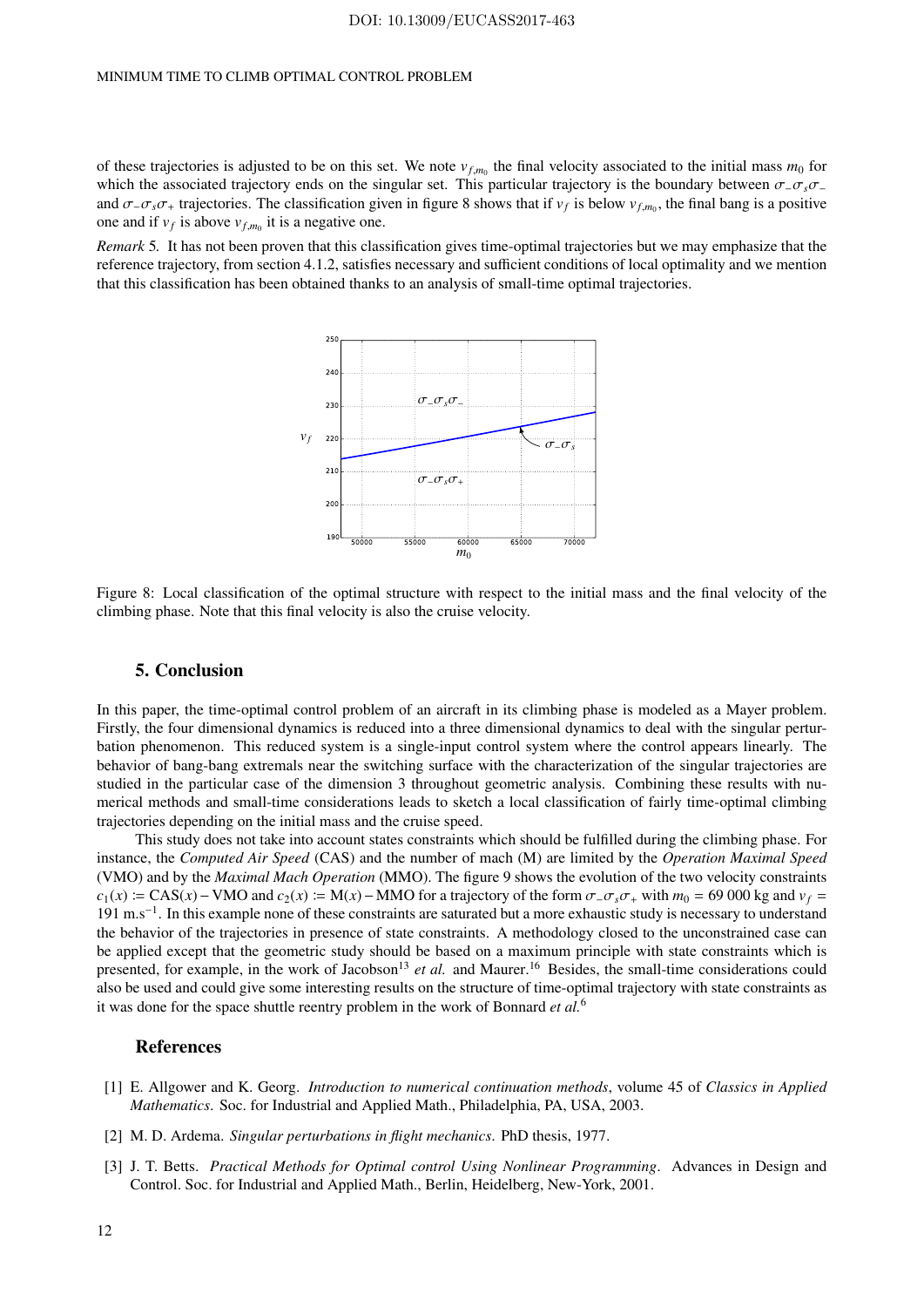of these trajectories is adjusted to be on this set. We note $v_{f,m_0}$ the final velocity associated to the initial mass $m_0$ for which the associated trajectory ends on the singular set. This particular trajectory is the boundary between $\sigma_-\sigma_s\sigma_-$ and $\sigma_-\sigma_s\sigma_+$ trajectories. The classification given in figure 8 shows that if $v_f$ is below $v_{f,m_0}$, the final bang is a positive one and if $v_f$ is above $v_{f,m_0}$ it is a negative one.

*Remark* 5. It has not been proven that this classification gives time-optimal trajectories but we may emphasize that the reference trajectory, from section 4.1.2, satisfies necessary and sufficient conditions of local optimality and we mention that this classification has been obtained thanks to an analysis of small-time optimal trajectories.

Figure 8: Local classification of the optimal structure with respect to the initial mass and the final velocity of the climbing phase. Note that this final velocity is also the cruise velocity.

## 5. Conclusion

In this paper, the time-optimal control problem of an aircraft in its climbing phase is modeled as a Mayer problem. Firstly, the four dimensional dynamics is reduced into a three dimensional dynamics to deal with the singular perturbation phenomenon. This reduced system is a single-input control system where the control appears linearly. The behavior of bang-bang extremals near the switching surface with the characterization of the singular trajectories are studied in the particular case of the dimension 3 throughout geometric analysis. Combining these results with numerical methods and small-time considerations leads to sketch a local classification of fairly time-optimal climbing trajectories depending on the initial mass and the cruise speed.

This study does not take into account states constraints which should be fulfilled during the climbing phase. For instance, the *Computed Air Speed* (CAS) and the number of mach (M) are limited by the *Operation Maximal Speed* (VMO) and by the *Maximal Mach Operation* (MMO). The figure 9 shows the evolution of the two velocity constraints $c_1(x) := \mathrm{CAS}(x) - \mathrm{VMO}$ and $c_2(x) := \mathrm{M}(x) - \mathrm{MMO}$ for a trajectory of the form $\sigma_-\sigma_s\sigma_+$ with $m_0 = 69\,000$ kg and $v_f = 191$ m.s$^{-1}$. In this example none of these constraints are saturated but a more exhaustic study is necessary to understand the behavior of the trajectories in presence of state constraints. A methodology closed to the unconstrained case can be applied except that the geometric study should be based on a maximum principle with state constraints which is presented, for example, in the work of Jacobson[13] *et al.* and Maurer.[16] Besides, the small-time considerations could also be used and could give some interesting results on the structure of time-optimal trajectory with state constraints as it was done for the space shuttle reentry problem in the work of Bonnard *et al.*[6]

## References

[1] E. Allgower and K. Georg. *Introduction to numerical continuation methods*, volume 45 of *Classics in Applied Mathematics*. Soc. for Industrial and Applied Math., Philadelphia, PA, USA, 2003.

[2] M. D. Ardema. *Singular perturbations in flight mechanics*. PhD thesis, 1977.

[3] J. T. Betts. *Practical Methods for Optimal control Using Nonlinear Programming*. Advances in Design and Control. Soc. for Industrial and Applied Math., Berlin, Heidelberg, New-York, 2001.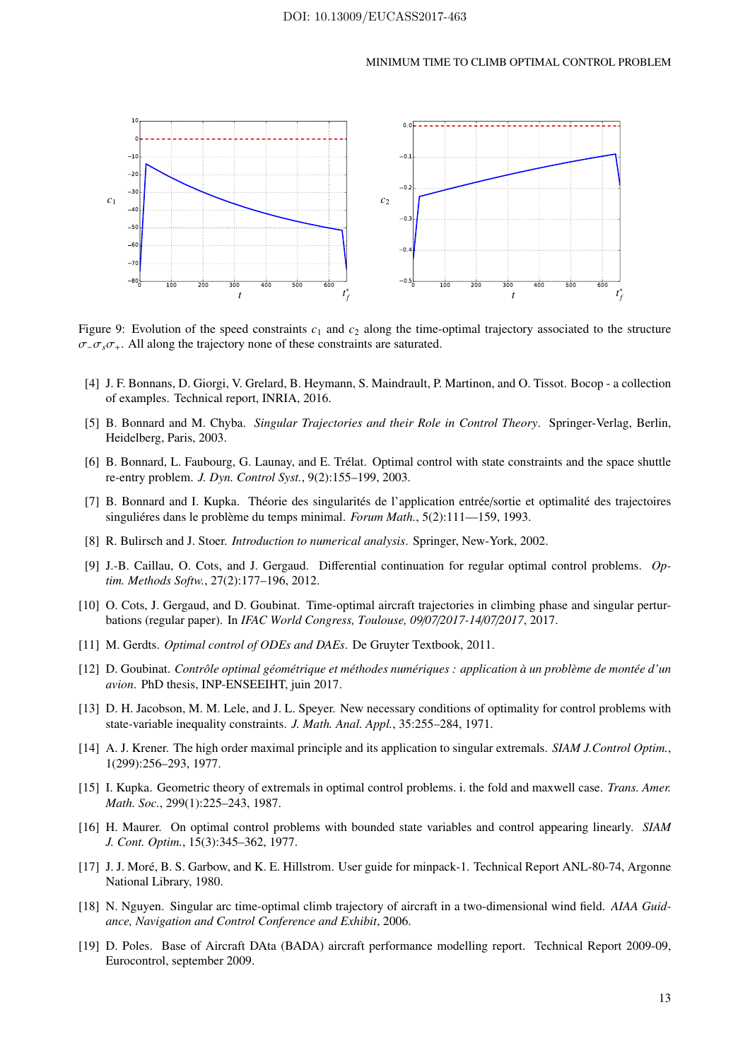Figure 9: Evolution of the speed constraints $c_1$ and $c_2$ along the time-optimal trajectory associated to the structure $\sigma_-\sigma_s\sigma_+$. All along the trajectory none of these constraints are saturated.

[4] J. F. Bonnans, D. Giorgi, V. Grelard, B. Heymann, S. Maindrault, P. Martinon, and O. Tissot. Bocop - a collection of examples. Technical report, INRIA, 2016.

[5] B. Bonnard and M. Chyba. *Singular Trajectories and their Role in Control Theory*. Springer-Verlag, Berlin, Heidelberg, Paris, 2003.

[6] B. Bonnard, L. Faubourg, G. Launay, and E. Trélat. Optimal control with state constraints and the space shuttle re-entry problem. *J. Dyn. Control Syst.*, 9(2):155–199, 2003.

[7] B. Bonnard and I. Kupka. Théorie des singularités de l'application entrée/sortie et optimalité des trajectoires singuliéres dans le problème du temps minimal. *Forum Math.*, 5(2):111—159, 1993.

[8] R. Bulirsch and J. Stoer. *Introduction to numerical analysis*. Springer, New-York, 2002.

[9] J.-B. Caillau, O. Cots, and J. Gergaud. Differential continuation for regular optimal control problems. *Optim. Methods Softw.*, 27(2):177–196, 2012.

[10] O. Cots, J. Gergaud, and D. Goubinat. Time-optimal aircraft trajectories in climbing phase and singular perturbations (regular paper). In *IFAC World Congress, Toulouse, 09/07/2017-14/07/2017*, 2017.

[11] M. Gerdts. *Optimal control of ODEs and DAEs*. De Gruyter Textbook, 2011.

[12] D. Goubinat. *Contrôle optimal géométrique et méthodes numériques : application à un problème de montée d'un avion*. PhD thesis, INP-ENSEEIHT, juin 2017.

[13] D. H. Jacobson, M. M. Lele, and J. L. Speyer. New necessary conditions of optimality for control problems with state-variable inequality constraints. *J. Math. Anal. Appl.*, 35:255–284, 1971.

[14] A. J. Krener. The high order maximal principle and its application to singular extremals. *SIAM J.Control Optim.*, 1(299):256–293, 1977.

[15] I. Kupka. Geometric theory of extremals in optimal control problems. i. the fold and maxwell case. *Trans. Amer. Math. Soc.*, 299(1):225–243, 1987.

[16] H. Maurer. On optimal control problems with bounded state variables and control appearing linearly. *SIAM J. Cont. Optim.*, 15(3):345–362, 1977.

[17] J. J. Moré, B. S. Garbow, and K. E. Hillstrom. User guide for minpack-1. Technical Report ANL-80-74, Argonne National Library, 1980.

[18] N. Nguyen. Singular arc time-optimal climb trajectory of aircraft in a two-dimensional wind field. *AIAA Guidance, Navigation and Control Conference and Exhibit*, 2006.

[19] D. Poles. Base of Aircraft DAta (BADA) aircraft performance modelling report. Technical Report 2009-09, Eurocontrol, september 2009.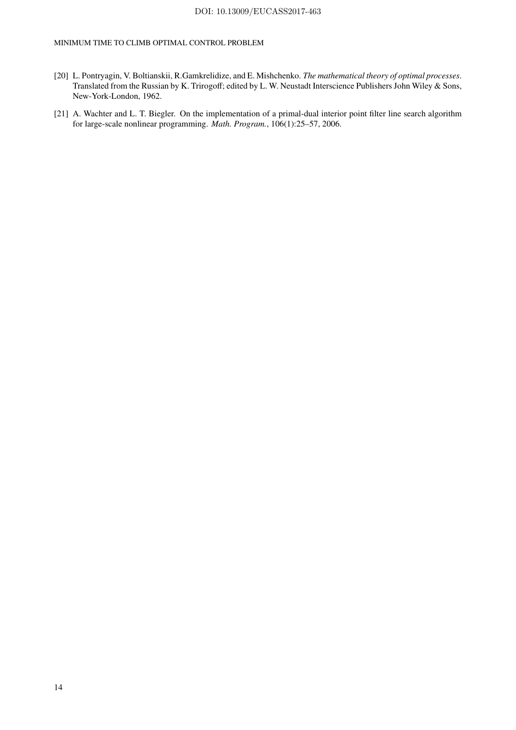[20] L. Pontryagin, V. Boltianskii, R.Gamkrelidize, and E. Mishchenko. *The mathematical theory of optimal processes*. Translated from the Russian by K. Trirogoff; edited by L. W. Neustadt Interscience Publishers John Wiley & Sons, New-York-London, 1962.

[21] A. Wachter and L. T. Biegler. On the implementation of a primal-dual interior point filter line search algorithm for large-scale nonlinear programming. *Math. Program.*, 106(1):25–57, 2006.